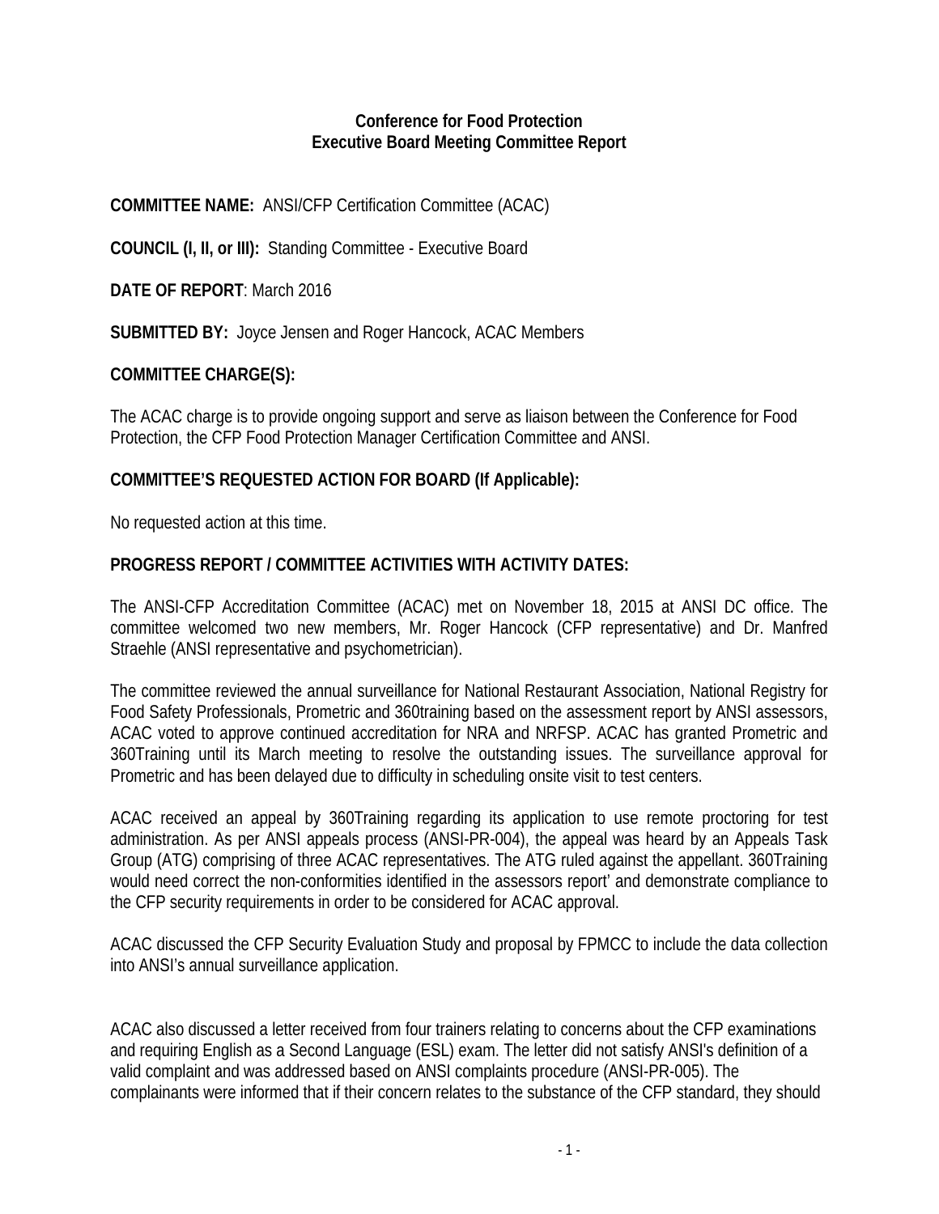**Conference for Food Protection**
**Executive Board Meeting Committee Report**

**COMMITTEE NAME:** ANSI/CFP Certification Committee (ACAC)

**COUNCIL (I, II, or III):** Standing Committee - Executive Board

**DATE OF REPORT**: March 2016

**SUBMITTED BY:** Joyce Jensen and Roger Hancock, ACAC Members

**COMMITTEE CHARGE(S):**

The ACAC charge is to provide ongoing support and serve as liaison between the Conference for Food Protection, the CFP Food Protection Manager Certification Committee and ANSI.

**COMMITTEE'S REQUESTED ACTION FOR BOARD (If Applicable):**

No requested action at this time.

**PROGRESS REPORT / COMMITTEE ACTIVITIES WITH ACTIVITY DATES:**

The ANSI-CFP Accreditation Committee (ACAC) met on November 18, 2015 at ANSI DC office. The committee welcomed two new members, Mr. Roger Hancock (CFP representative) and Dr. Manfred Straehle (ANSI representative and psychometrician).

The committee reviewed the annual surveillance for National Restaurant Association, National Registry for Food Safety Professionals, Prometric and 360training based on the assessment report by ANSI assessors, ACAC voted to approve continued accreditation for NRA and NRFSP. ACAC has granted Prometric and 360Training until its March meeting to resolve the outstanding issues. The surveillance approval for Prometric and has been delayed due to difficulty in scheduling onsite visit to test centers.

ACAC received an appeal by 360Training regarding its application to use remote proctoring for test administration. As per ANSI appeals process (ANSI-PR-004), the appeal was heard by an Appeals Task Group (ATG) comprising of three ACAC representatives. The ATG ruled against the appellant. 360Training would need correct the non-conformities identified in the assessors report' and demonstrate compliance to the CFP security requirements in order to be considered for ACAC approval.

ACAC discussed the CFP Security Evaluation Study and proposal by FPMCC to include the data collection into ANSI's annual surveillance application.

ACAC also discussed a letter received from four trainers relating to concerns about the CFP examinations and requiring English as a Second Language (ESL) exam. The letter did not satisfy ANSI's definition of a valid complaint and was addressed based on ANSI complaints procedure (ANSI-PR-005). The complainants were informed that if their concern relates to the substance of the CFP standard, they should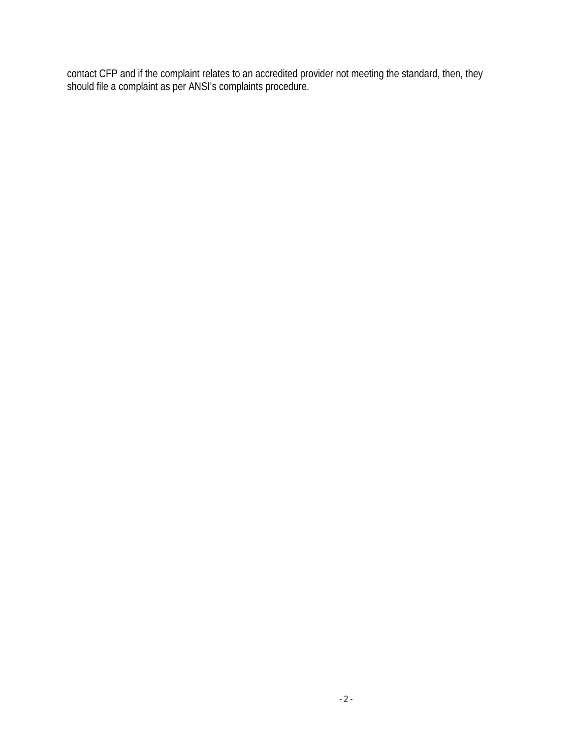contact CFP and if the complaint relates to an accredited provider not meeting the standard, then, they should file a complaint as per ANSI's complaints procedure.